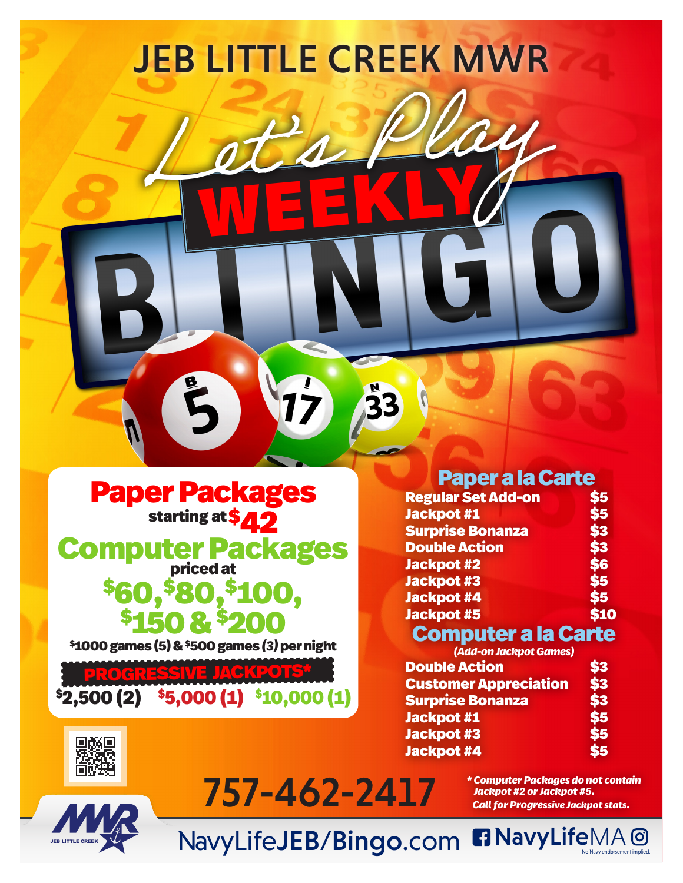# JEB LITTLE CREEK MWR

# Let's Play WEEKLY BINGO

## Paper Packages

starting at $42

## Computer Packages

priced at

$60, $80, $100, $150 & $200

$1000 games (5) & $500 games (3) per night

**PROGRESSIVE JACKPOTS***

$2,500 (2) $5,000 (1) $10,000 (1)

## Paper a la Carte

| | |
|---|---|
| Regular Set Add-on | $5 |
| Jackpot #1 | $5 |
| Surprise Bonanza | $3 |
| Double Action | $3 |
| Jackpot #2 | $6 |
| Jackpot #3 | $5 |
| Jackpot #4 | $5 |
| Jackpot #5 | $10 |

## Computer a la Carte

*(Add-on Jackpot Games)*

| | |
|---|---|
| Double Action | $3 |
| Customer Appreciation | $3 |
| Surprise Bonanza | $3 |
| Jackpot #1 | $5 |
| Jackpot #3 | $5 |
| Jackpot #4 | $5 |

757-462-2417

*** Computer Packages do not contain Jackpot #2 or Jackpot #5. Call for Progressive Jackpot stats.***

NavyLifeJEB/Bingo.com NavyLifeMA

No Navy endorsement implied.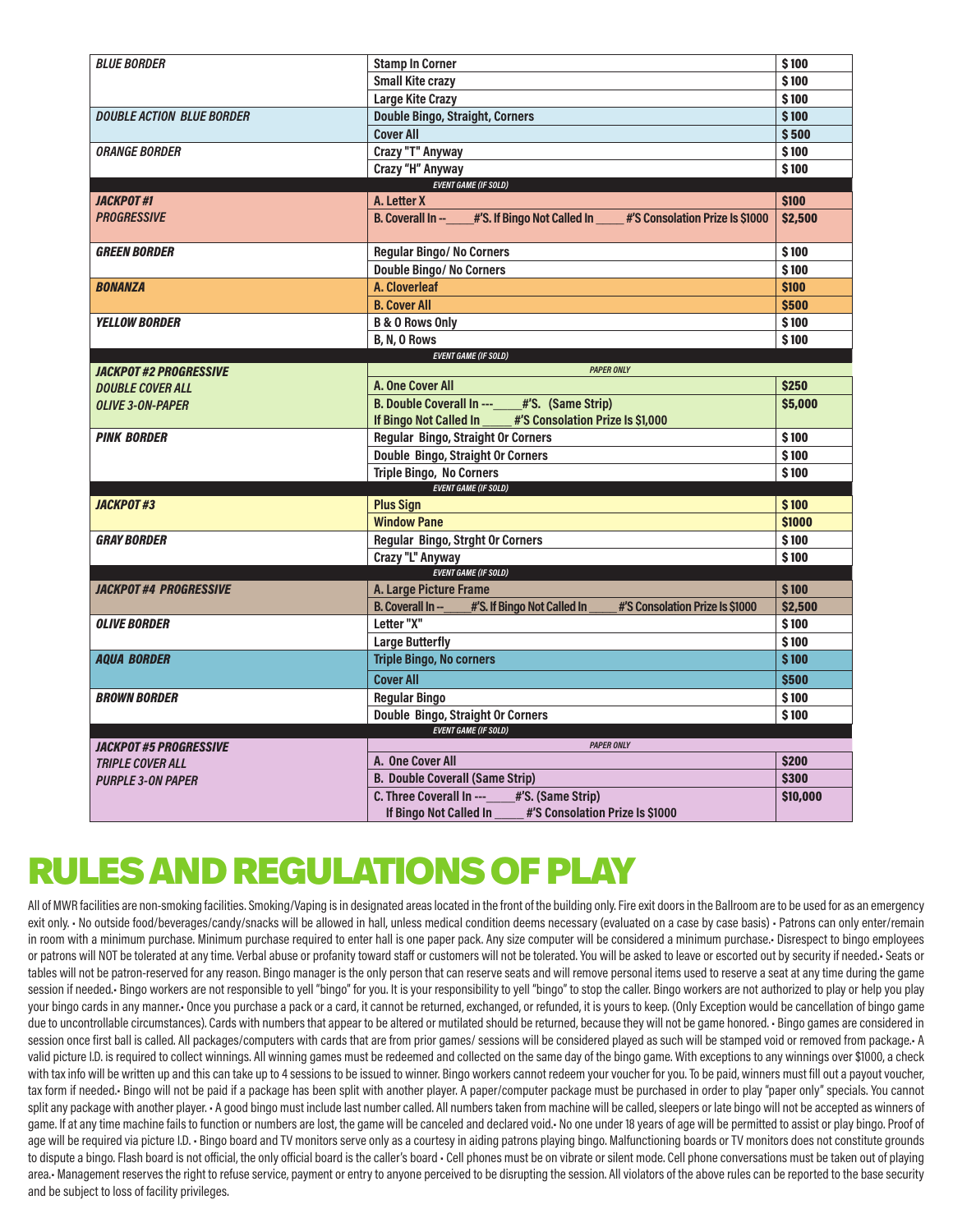| | | |
|---|---|---|
| *BLUE BORDER* | **Stamp In Corner** | **$100** |
| | **Small Kite crazy** | **$100** |
| | **Large Kite Crazy** | **$100** |
| *DOUBLE ACTION BLUE BORDER* | **Double Bingo, Straight, Corners** | **$100** |
| | **Cover All** | **$500** |
| *ORANGE BORDER* | **Crazy "T" Anyway** | **$100** |
| | **Crazy "H" Anyway** | **$100** |
| | *EVENT GAME (IF SOLD)* | |
| *JACKPOT #1* | **A. Letter X** | **$100** |
| *PROGRESSIVE* | **B. Coverall In --____#'S. If Bingo Not Called In ____ #'S Consolation Prize Is $1000** | **$2,500** |
| *GREEN BORDER* | **Regular Bingo/ No Corners** | **$100** |
| | **Double Bingo/ No Corners** | **$100** |
| *BONANZA* | **A. Cloverleaf** | **$100** |
| | **B. Cover All** | **$500** |
| *YELLOW BORDER* | **B & O Rows Only** | **$100** |
| | **B, N, O Rows** | **$100** |
| | *EVENT GAME (IF SOLD)* | |
| *JACKPOT #2 PROGRESSIVE* | *PAPER ONLY* | |
| *DOUBLE COVER ALL* | **A. One Cover All** | **$250** |
| *OLIVE 3-ON-PAPER* | **B. Double Coverall In ---____#'S. (Same Strip) If Bingo Not Called In ____ #'S Consolation Prize Is $1,000** | **$5,000** |
| *PINK BORDER* | **Regular Bingo, Straight Or Corners** | **$100** |
| | **Double Bingo, Straight Or Corners** | **$100** |
| | **Triple Bingo, No Corners** | **$100** |
| | *EVENT GAME (IF SOLD)* | |
| *JACKPOT #3* | **Plus Sign** | **$100** |
| | **Window Pane** | **$1000** |
| *GRAY BORDER* | **Regular Bingo, Strght Or Corners** | **$100** |
| | **Crazy "L" Anyway** | **$100** |
| | *EVENT GAME (IF SOLD)* | |
| *JACKPOT #4 PROGRESSIVE* | **A. Large Picture Frame** | **$100** |
| | **B. Coverall In --____#'S. If Bingo Not Called In ____ #'S Consolation Prize Is $1000** | **$2,500** |
| *OLIVE BORDER* | **Letter "X"** | **$100** |
| | **Large Butterfly** | **$100** |
| *AQUA BORDER* | **Triple Bingo, No corners** | **$100** |
| | **Cover All** | **$500** |
| *BROWN BORDER* | **Regular Bingo** | **$100** |
| | **Double Bingo, Straight Or Corners** | **$100** |
| | *EVENT GAME (IF SOLD)* | |
| *JACKPOT #5 PROGRESSIVE* | *PAPER ONLY* | |
| *TRIPLE COVER ALL* | **A. One Cover All** | **$200** |
| *PURPLE 3-ON PAPER* | **B. Double Coverall (Same Strip)** | **$300** |
| | **C. Three Coverall In ---____#'S. (Same Strip) If Bingo Not Called In ____ #'S Consolation Prize Is $1000** | **$10,000** |

# RULES AND REGULATIONS OF PLAY

All of MWR facilities are non-smoking facilities. Smoking/Vaping is in designated areas located in the front of the building only. Fire exit doors in the Ballroom are to be used for as an emergency exit only. • No outside food/beverages/candy/snacks will be allowed in hall, unless medical condition deems necessary (evaluated on a case by case basis) • Patrons can only enter/remain in room with a minimum purchase. Minimum purchase required to enter hall is one paper pack. Any size computer will be considered a minimum purchase.• Disrespect to bingo employees or patrons will NOT be tolerated at any time. Verbal abuse or profanity toward staff or customers will not be tolerated. You will be asked to leave or escorted out by security if needed.• Seats or tables will not be patron-reserved for any reason. Bingo manager is the only person that can reserve seats and will remove personal items used to reserve a seat at any time during the game session if needed.• Bingo workers are not responsible to yell "bingo" for you. It is your responsibility to yell "bingo" to stop the caller. Bingo workers are not authorized to play or help you play your bingo cards in any manner.• Once you purchase a pack or a card, it cannot be returned, exchanged, or refunded, it is yours to keep. (Only Exception would be cancellation of bingo game due to uncontrollable circumstances). Cards with numbers that appear to be altered or mutilated should be returned, because they will not be game honored. • Bingo games are considered in session once first ball is called. All packages/computers with cards that are from prior games/ sessions will be considered played as such will be stamped void or removed from package.• A valid picture I.D. is required to collect winnings. All winning games must be redeemed and collected on the same day of the bingo game. With exceptions to any winnings over $1000, a check with tax info will be written up and this can take up to 4 sessions to be issued to winner. Bingo workers cannot redeem your voucher for you. To be paid, winners must fill out a payout voucher, tax form if needed.• Bingo will not be paid if a package has been split with another player. A paper/computer package must be purchased in order to play "paper only" specials. You cannot split any package with another player. • A good bingo must include last number called. All numbers taken from machine will be called, sleepers or late bingo will not be accepted as winners of game. If at any time machine fails to function or numbers are lost, the game will be canceled and declared void.• No one under 18 years of age will be permitted to assist or play bingo. Proof of age will be required via picture I.D. • Bingo board and TV monitors serve only as a courtesy in aiding patrons playing bingo. Malfunctioning boards or TV monitors does not constitute grounds to dispute a bingo. Flash board is not official, the only official board is the caller's board • Cell phones must be on vibrate or silent mode. Cell phone conversations must be taken out of playing area.• Management reserves the right to refuse service, payment or entry to anyone perceived to be disrupting the session. All violators of the above rules can be reported to the base security and be subject to loss of facility privileges.